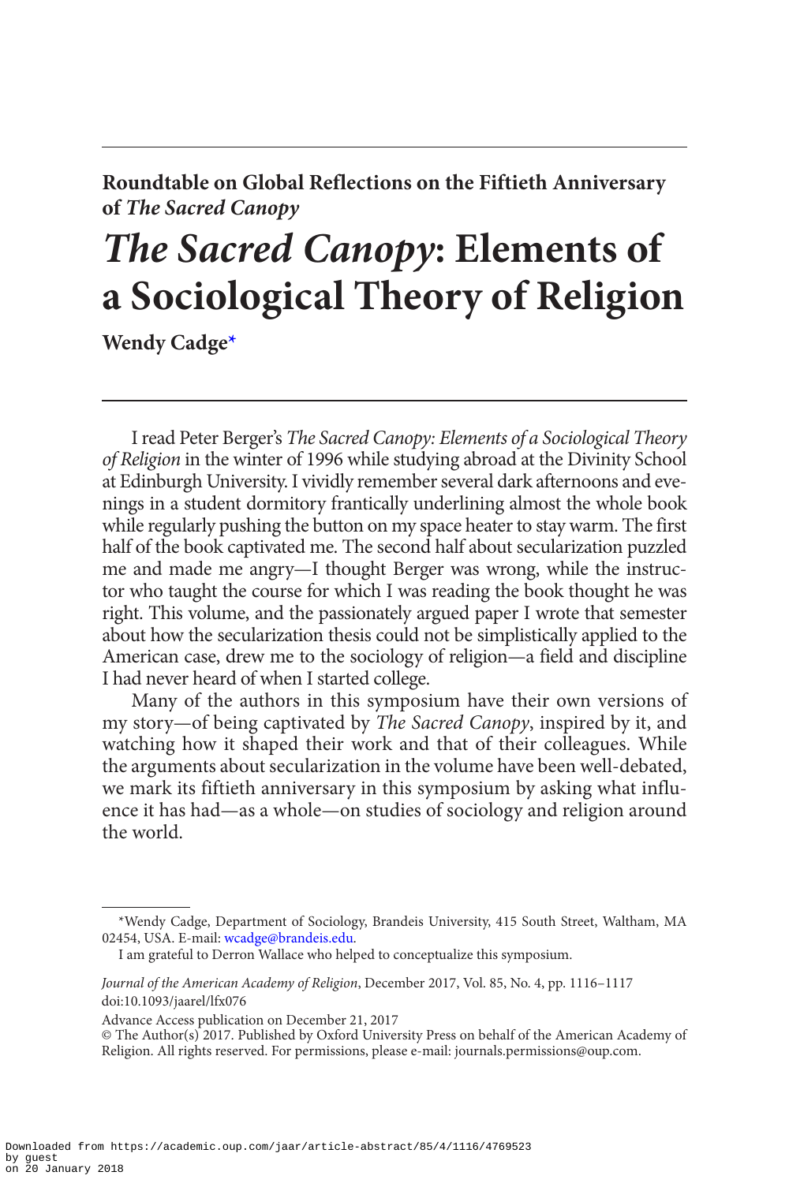**Roundtable on Global Reflections on the Fiftieth Anniversary of *The Sacred Canopy***

# *The Sacred Canopy*: Elements of a Sociological Theory of Religion

**Wendy Cadge***

I read Peter Berger's *The Sacred Canopy: Elements of a Sociological Theory of Religion* in the winter of 1996 while studying abroad at the Divinity School at Edinburgh University. I vividly remember several dark afternoons and evenings in a student dormitory frantically underlining almost the whole book while regularly pushing the button on my space heater to stay warm. The first half of the book captivated me. The second half about secularization puzzled me and made me angry—I thought Berger was wrong, while the instructor who taught the course for which I was reading the book thought he was right. This volume, and the passionately argued paper I wrote that semester about how the secularization thesis could not be simplistically applied to the American case, drew me to the sociology of religion—a field and discipline I had never heard of when I started college.

Many of the authors in this symposium have their own versions of my story—of being captivated by *The Sacred Canopy*, inspired by it, and watching how it shaped their work and that of their colleagues. While the arguments about secularization in the volume have been well-debated, we mark its fiftieth anniversary in this symposium by asking what influence it has had—as a whole—on studies of sociology and religion around the world.

---

*Wendy Cadge, Department of Sociology, Brandeis University, 415 South Street, Waltham, MA 02454, USA. E-mail: wcadge@brandeis.edu.

I am grateful to Derron Wallace who helped to conceptualize this symposium.

*Journal of the American Academy of Religion*, December 2017, Vol. 85, No. 4, pp. 1116–1117
doi:10.1093/jaarel/lfx076

Advance Access publication on December 21, 2017
© The Author(s) 2017. Published by Oxford University Press on behalf of the American Academy of Religion. All rights reserved. For permissions, please e-mail: journals.permissions@oup.com.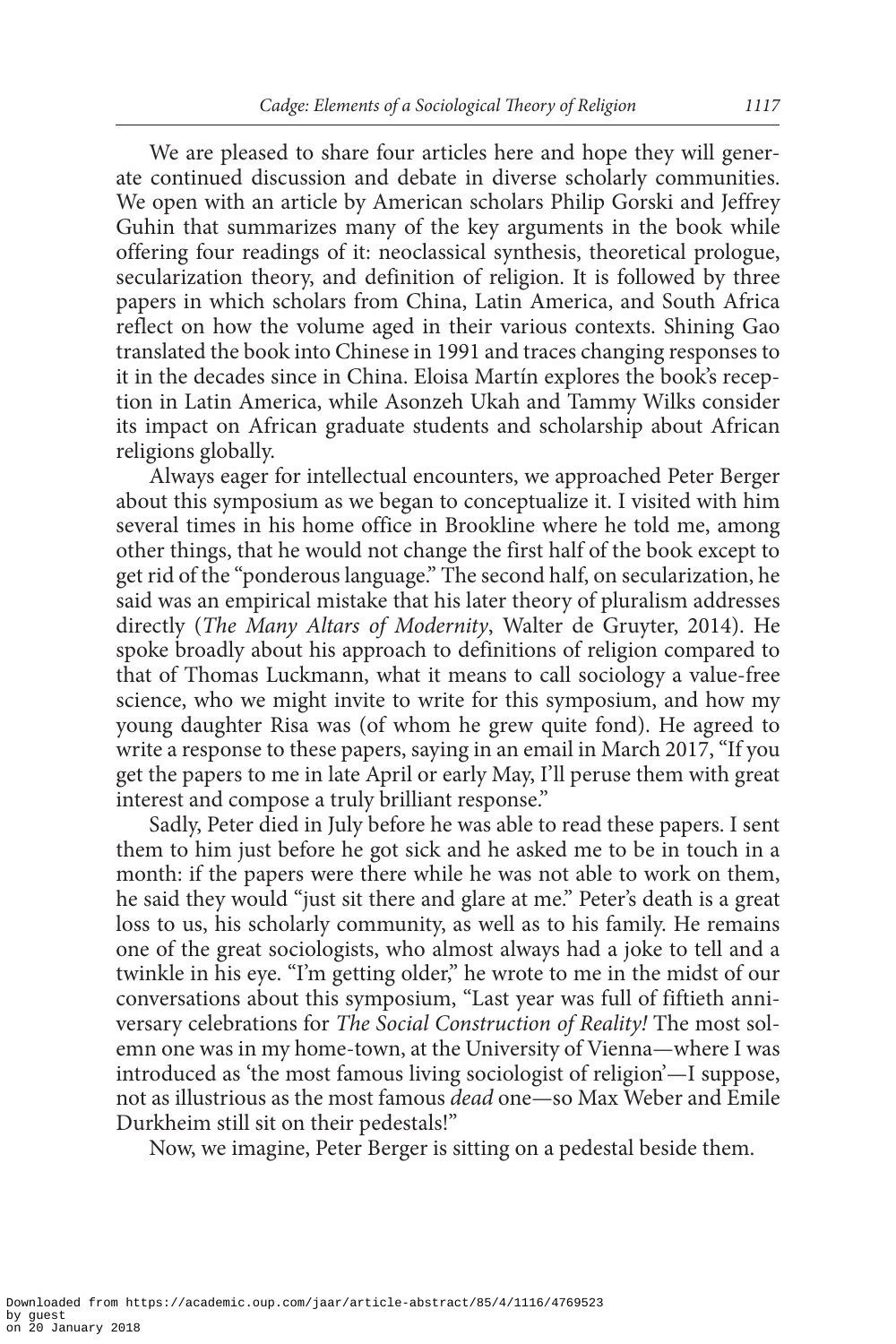We are pleased to share four articles here and hope they will generate continued discussion and debate in diverse scholarly communities. We open with an article by American scholars Philip Gorski and Jeffrey Guhin that summarizes many of the key arguments in the book while offering four readings of it: neoclassical synthesis, theoretical prologue, secularization theory, and definition of religion. It is followed by three papers in which scholars from China, Latin America, and South Africa reflect on how the volume aged in their various contexts. Shining Gao translated the book into Chinese in 1991 and traces changing responses to it in the decades since in China. Eloisa Martín explores the book's reception in Latin America, while Asonzeh Ukah and Tammy Wilks consider its impact on African graduate students and scholarship about African religions globally.

Always eager for intellectual encounters, we approached Peter Berger about this symposium as we began to conceptualize it. I visited with him several times in his home office in Brookline where he told me, among other things, that he would not change the first half of the book except to get rid of the "ponderous language." The second half, on secularization, he said was an empirical mistake that his later theory of pluralism addresses directly (*The Many Altars of Modernity*, Walter de Gruyter, 2014). He spoke broadly about his approach to definitions of religion compared to that of Thomas Luckmann, what it means to call sociology a value-free science, who we might invite to write for this symposium, and how my young daughter Risa was (of whom he grew quite fond). He agreed to write a response to these papers, saying in an email in March 2017, "If you get the papers to me in late April or early May, I'll peruse them with great interest and compose a truly brilliant response."

Sadly, Peter died in July before he was able to read these papers. I sent them to him just before he got sick and he asked me to be in touch in a month: if the papers were there while he was not able to work on them, he said they would "just sit there and glare at me." Peter's death is a great loss to us, his scholarly community, as well as to his family. He remains one of the great sociologists, who almost always had a joke to tell and a twinkle in his eye. "I'm getting older," he wrote to me in the midst of our conversations about this symposium, "Last year was full of fiftieth anniversary celebrations for *The Social Construction of Reality!* The most solemn one was in my home-town, at the University of Vienna—where I was introduced as 'the most famous living sociologist of religion'—I suppose, not as illustrious as the most famous *dead* one—so Max Weber and Emile Durkheim still sit on their pedestals!"

Now, we imagine, Peter Berger is sitting on a pedestal beside them.